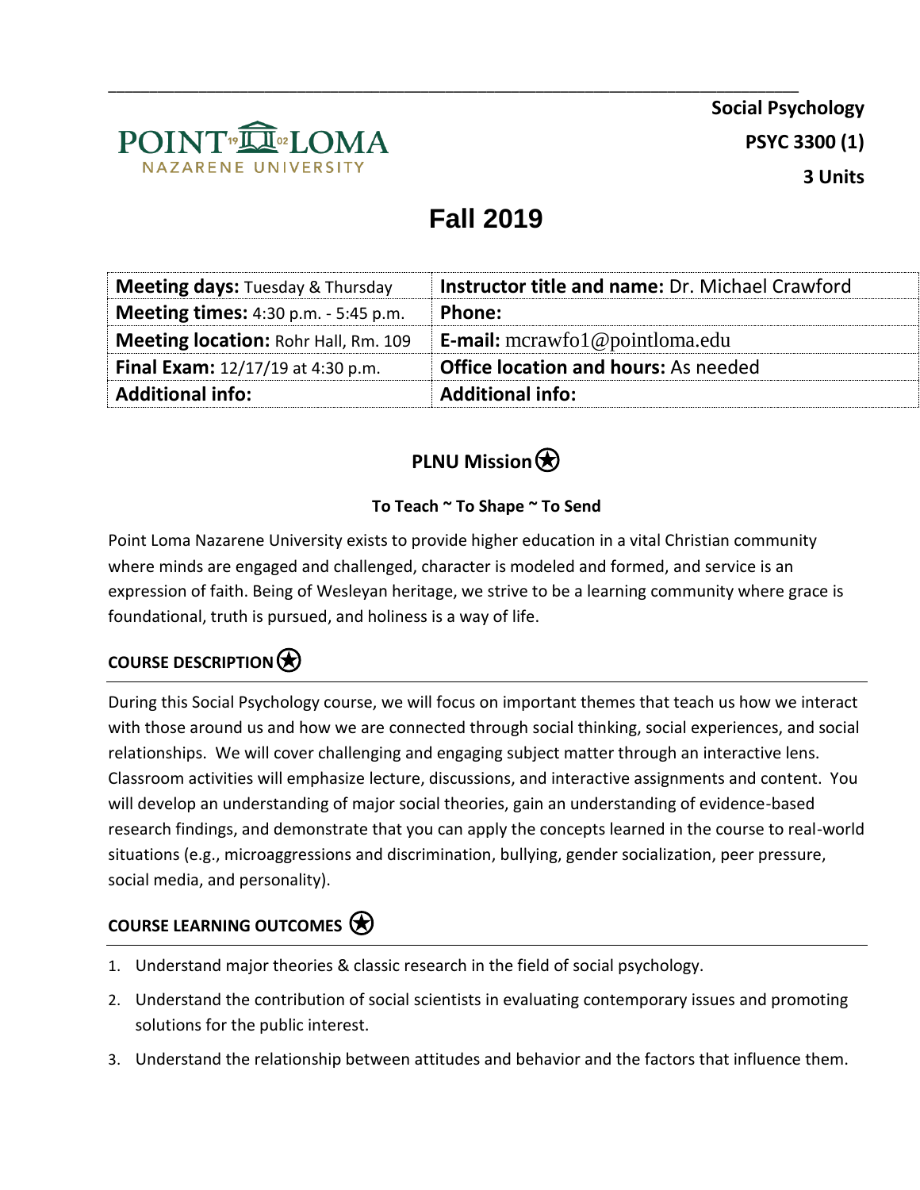POINT LOMA NAZARENE UNIVERSITY

**Social Psychology**

**PSYC 3300 (1)**

**3 Units**

# Fall 2019

| **Meeting days:** Tuesday & Thursday | **Instructor title and name:** Dr. Michael Crawford |
|---|---|
| **Meeting times:** 4:30 p.m. - 5:45 p.m. | **Phone:** |
| **Meeting location:** Rohr Hall, Rm. 109 | **E-mail:** mcrawfo1@pointloma.edu |
| **Final Exam:** 12/17/19 at 4:30 p.m. | **Office location and hours:** As needed |
| **Additional info:** | **Additional info:** |

## PLNU Mission

**To Teach ~ To Shape ~ To Send**

Point Loma Nazarene University exists to provide higher education in a vital Christian community where minds are engaged and challenged, character is modeled and formed, and service is an expression of faith. Being of Wesleyan heritage, we strive to be a learning community where grace is foundational, truth is pursued, and holiness is a way of life.

## COURSE DESCRIPTION

During this Social Psychology course, we will focus on important themes that teach us how we interact with those around us and how we are connected through social thinking, social experiences, and social relationships. We will cover challenging and engaging subject matter through an interactive lens. Classroom activities will emphasize lecture, discussions, and interactive assignments and content. You will develop an understanding of major social theories, gain an understanding of evidence-based research findings, and demonstrate that you can apply the concepts learned in the course to real-world situations (e.g., microaggressions and discrimination, bullying, gender socialization, peer pressure, social media, and personality).

## COURSE LEARNING OUTCOMES

1. Understand major theories & classic research in the field of social psychology.
2. Understand the contribution of social scientists in evaluating contemporary issues and promoting solutions for the public interest.
3. Understand the relationship between attitudes and behavior and the factors that influence them.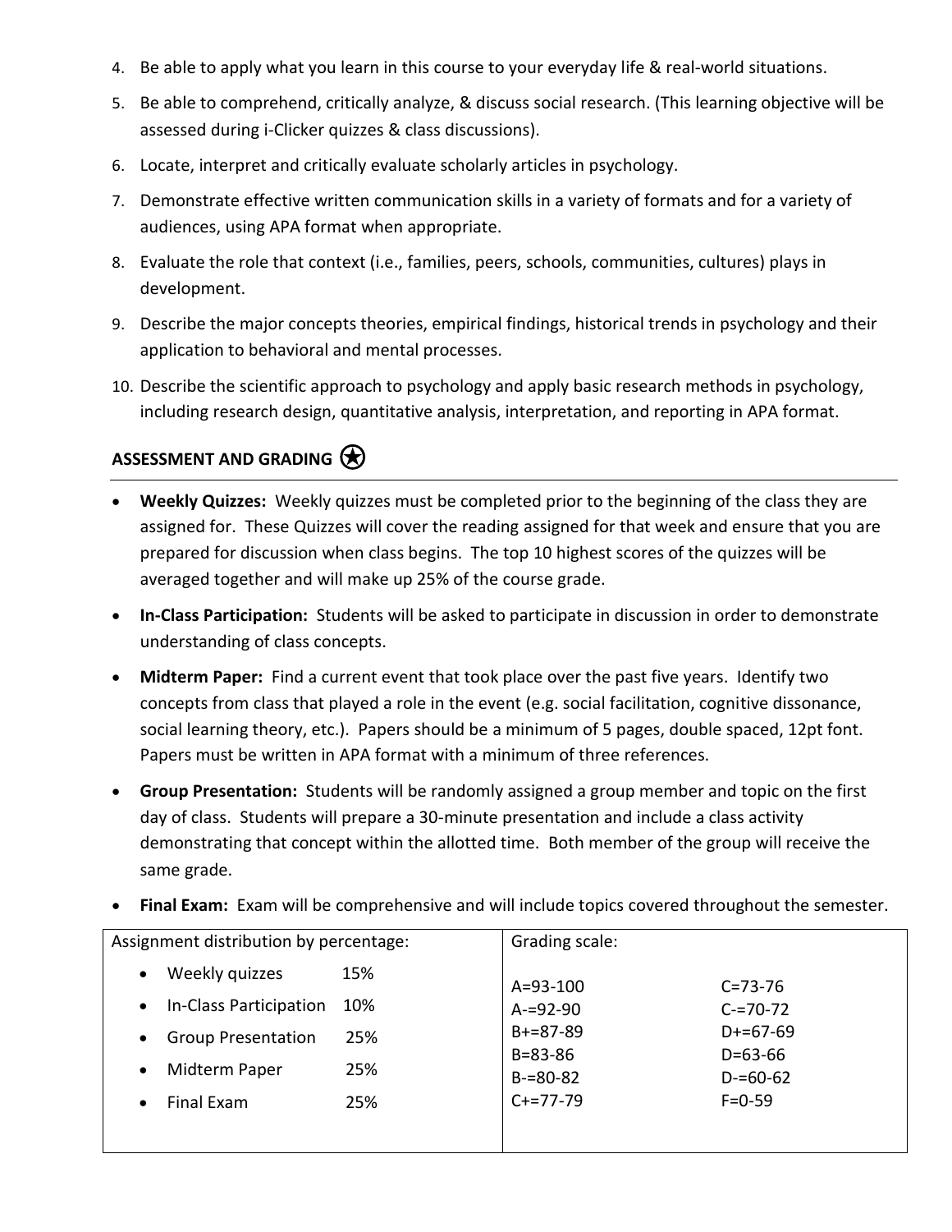4. Be able to apply what you learn in this course to your everyday life & real-world situations.
5. Be able to comprehend, critically analyze, & discuss social research. (This learning objective will be assessed during i-Clicker quizzes & class discussions).
6. Locate, interpret and critically evaluate scholarly articles in psychology.
7. Demonstrate effective written communication skills in a variety of formats and for a variety of audiences, using APA format when appropriate.
8. Evaluate the role that context (i.e., families, peers, schools, communities, cultures) plays in development.
9. Describe the major concepts theories, empirical findings, historical trends in psychology and their application to behavioral and mental processes.
10. Describe the scientific approach to psychology and apply basic research methods in psychology, including research design, quantitative analysis, interpretation, and reporting in APA format.

## ASSESSMENT AND GRADING ⍟

- **Weekly Quizzes:** Weekly quizzes must be completed prior to the beginning of the class they are assigned for. These Quizzes will cover the reading assigned for that week and ensure that you are prepared for discussion when class begins. The top 10 highest scores of the quizzes will be averaged together and will make up 25% of the course grade.
- **In-Class Participation:** Students will be asked to participate in discussion in order to demonstrate understanding of class concepts.
- **Midterm Paper:** Find a current event that took place over the past five years. Identify two concepts from class that played a role in the event (e.g. social facilitation, cognitive dissonance, social learning theory, etc.). Papers should be a minimum of 5 pages, double spaced, 12pt font. Papers must be written in APA format with a minimum of three references.
- **Group Presentation:** Students will be randomly assigned a group member and topic on the first day of class. Students will prepare a 30-minute presentation and include a class activity demonstrating that concept within the allotted time. Both member of the group will receive the same grade.
- **Final Exam:** Exam will be comprehensive and will include topics covered throughout the semester.

| Assignment distribution by percentage: | Grading scale: |
| --- | --- |
| • Weekly quizzes 15% <br> • In-Class Participation 10% <br> • Group Presentation 25% <br> • Midterm Paper 25% <br> • Final Exam 25% | A=93-100 <br> A-=92-90 <br> B+=87-89 <br> B=83-86 <br> B-=80-82 <br> C+=77-79 <br> C=73-76 <br> C-=70-72 <br> D+=67-69 <br> D=63-66 <br> D-=60-62 <br> F=0-59 |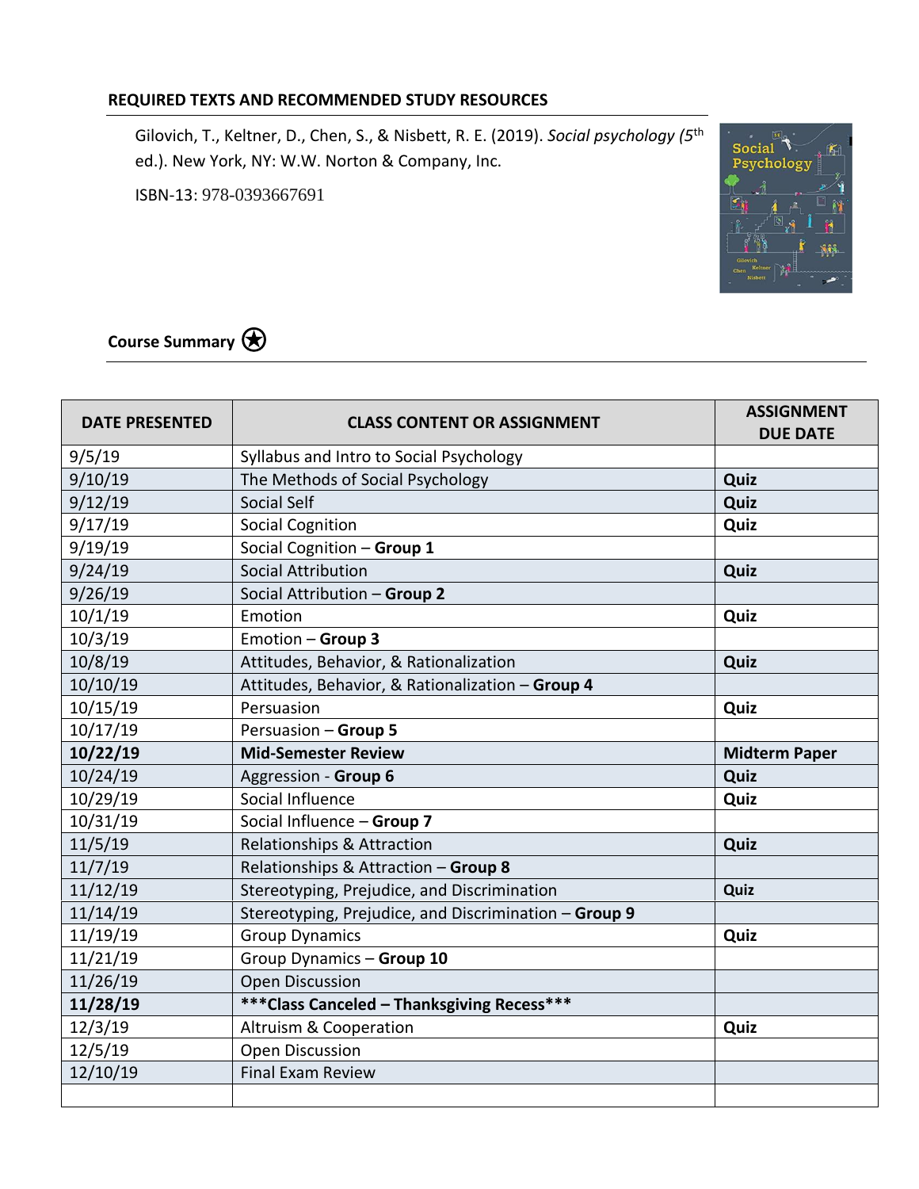## REQUIRED TEXTS AND RECOMMENDED STUDY RESOURCES

Gilovich, T., Keltner, D., Chen, S., & Nisbett, R. E. (2019). *Social psychology* (5th ed.). New York, NY: W.W. Norton & Company, Inc.

ISBN-13: 978-0393667691

## Course Summary

| DATE PRESENTED | CLASS CONTENT OR ASSIGNMENT | ASSIGNMENT DUE DATE |
|---|---|---|
| 9/5/19 | Syllabus and Intro to Social Psychology | |
| 9/10/19 | The Methods of Social Psychology | **Quiz** |
| 9/12/19 | Social Self | **Quiz** |
| 9/17/19 | Social Cognition | **Quiz** |
| 9/19/19 | Social Cognition – **Group 1** | |
| 9/24/19 | Social Attribution | **Quiz** |
| 9/26/19 | Social Attribution – **Group 2** | |
| 10/1/19 | Emotion | **Quiz** |
| 10/3/19 | Emotion – **Group 3** | |
| 10/8/19 | Attitudes, Behavior, & Rationalization | **Quiz** |
| 10/10/19 | Attitudes, Behavior, & Rationalization – **Group 4** | |
| 10/15/19 | Persuasion | **Quiz** |
| 10/17/19 | Persuasion – **Group 5** | |
| **10/22/19** | **Mid-Semester Review** | **Midterm Paper** |
| 10/24/19 | Aggression - **Group 6** | **Quiz** |
| 10/29/19 | Social Influence | **Quiz** |
| 10/31/19 | Social Influence – **Group 7** | |
| 11/5/19 | Relationships & Attraction | **Quiz** |
| 11/7/19 | Relationships & Attraction – **Group 8** | |
| 11/12/19 | Stereotyping, Prejudice, and Discrimination | **Quiz** |
| 11/14/19 | Stereotyping, Prejudice, and Discrimination – **Group 9** | |
| 11/19/19 | Group Dynamics | **Quiz** |
| 11/21/19 | Group Dynamics – **Group 10** | |
| 11/26/19 | Open Discussion | |
| **11/28/19** | **\*\*\*Class Canceled – Thanksgiving Recess\*\*\*** | |
| 12/3/19 | Altruism & Cooperation | **Quiz** |
| 12/5/19 | Open Discussion | |
| 12/10/19 | Final Exam Review | |
| | | |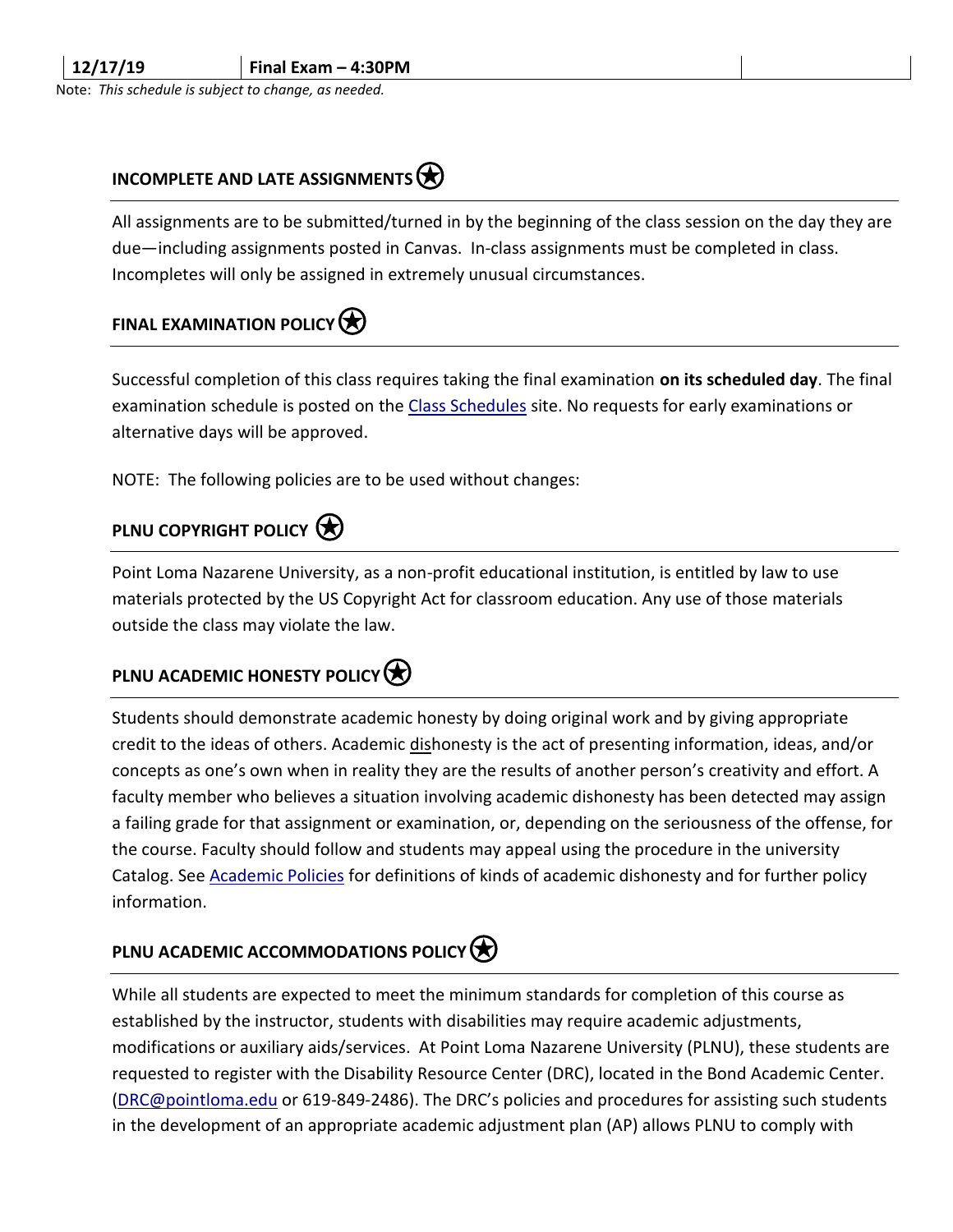| 12/17/19 | Final Exam – 4:30PM | |
|---|---|---|

Note: *This schedule is subject to change, as needed.*

## INCOMPLETE AND LATE ASSIGNMENTS

All assignments are to be submitted/turned in by the beginning of the class session on the day they are due—including assignments posted in Canvas. In-class assignments must be completed in class. Incompletes will only be assigned in extremely unusual circumstances.

## FINAL EXAMINATION POLICY

Successful completion of this class requires taking the final examination **on its scheduled day**. The final examination schedule is posted on the Class Schedules site. No requests for early examinations or alternative days will be approved.

NOTE: The following policies are to be used without changes:

## PLNU COPYRIGHT POLICY

Point Loma Nazarene University, as a non-profit educational institution, is entitled by law to use materials protected by the US Copyright Act for classroom education. Any use of those materials outside the class may violate the law.

## PLNU ACADEMIC HONESTY POLICY

Students should demonstrate academic honesty by doing original work and by giving appropriate credit to the ideas of others. Academic dishonesty is the act of presenting information, ideas, and/or concepts as one's own when in reality they are the results of another person's creativity and effort. A faculty member who believes a situation involving academic dishonesty has been detected may assign a failing grade for that assignment or examination, or, depending on the seriousness of the offense, for the course. Faculty should follow and students may appeal using the procedure in the university Catalog. See Academic Policies for definitions of kinds of academic dishonesty and for further policy information.

## PLNU ACADEMIC ACCOMMODATIONS POLICY

While all students are expected to meet the minimum standards for completion of this course as established by the instructor, students with disabilities may require academic adjustments, modifications or auxiliary aids/services. At Point Loma Nazarene University (PLNU), these students are requested to register with the Disability Resource Center (DRC), located in the Bond Academic Center. (DRC@pointloma.edu or 619-849-2486). The DRC's policies and procedures for assisting such students in the development of an appropriate academic adjustment plan (AP) allows PLNU to comply with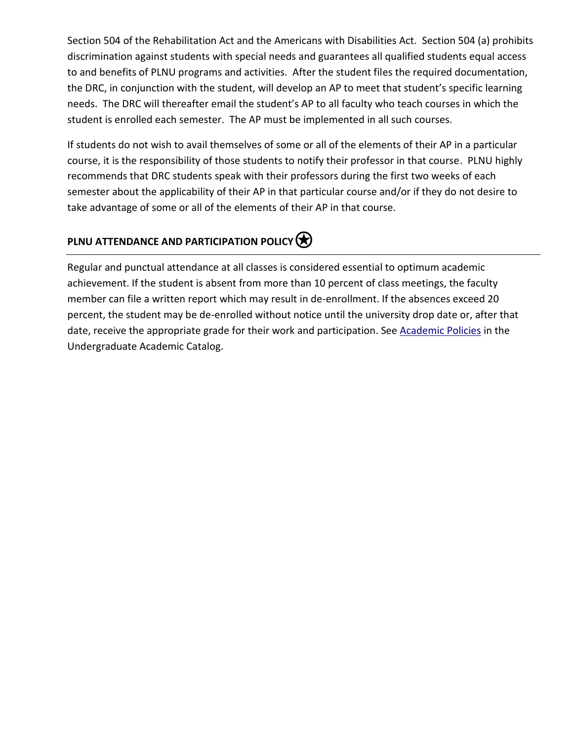Section 504 of the Rehabilitation Act and the Americans with Disabilities Act. Section 504 (a) prohibits discrimination against students with special needs and guarantees all qualified students equal access to and benefits of PLNU programs and activities. After the student files the required documentation, the DRC, in conjunction with the student, will develop an AP to meet that student's specific learning needs. The DRC will thereafter email the student's AP to all faculty who teach courses in which the student is enrolled each semester. The AP must be implemented in all such courses.

If students do not wish to avail themselves of some or all of the elements of their AP in a particular course, it is the responsibility of those students to notify their professor in that course. PLNU highly recommends that DRC students speak with their professors during the first two weeks of each semester about the applicability of their AP in that particular course and/or if they do not desire to take advantage of some or all of the elements of their AP in that course.

## PLNU ATTENDANCE AND PARTICIPATION POLICY

Regular and punctual attendance at all classes is considered essential to optimum academic achievement. If the student is absent from more than 10 percent of class meetings, the faculty member can file a written report which may result in de-enrollment. If the absences exceed 20 percent, the student may be de-enrolled without notice until the university drop date or, after that date, receive the appropriate grade for their work and participation. See [Academic Policies] in the Undergraduate Academic Catalog.